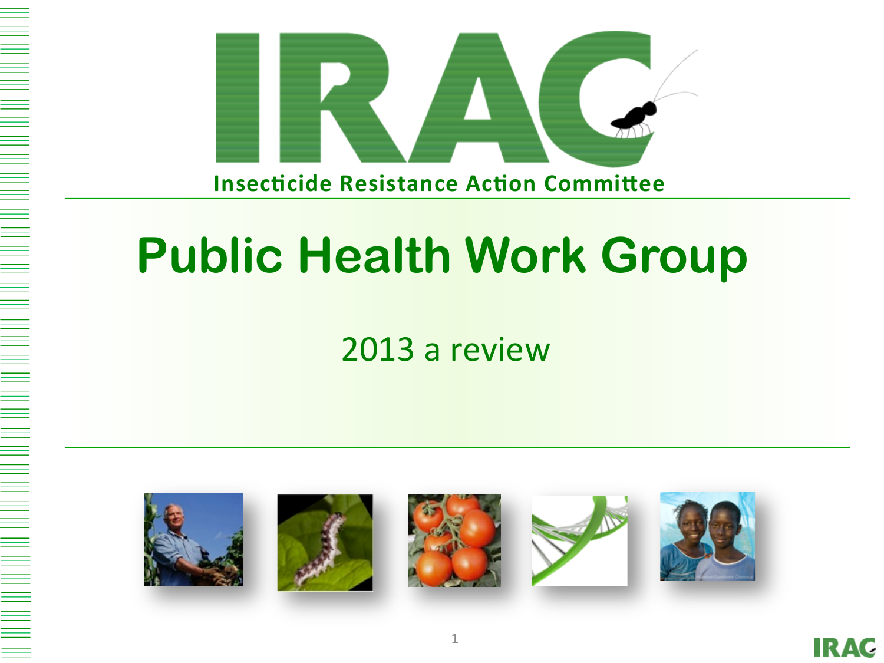# IRAC

Insecticide Resistance Action Committee

# Public Health Work Group

2013 a review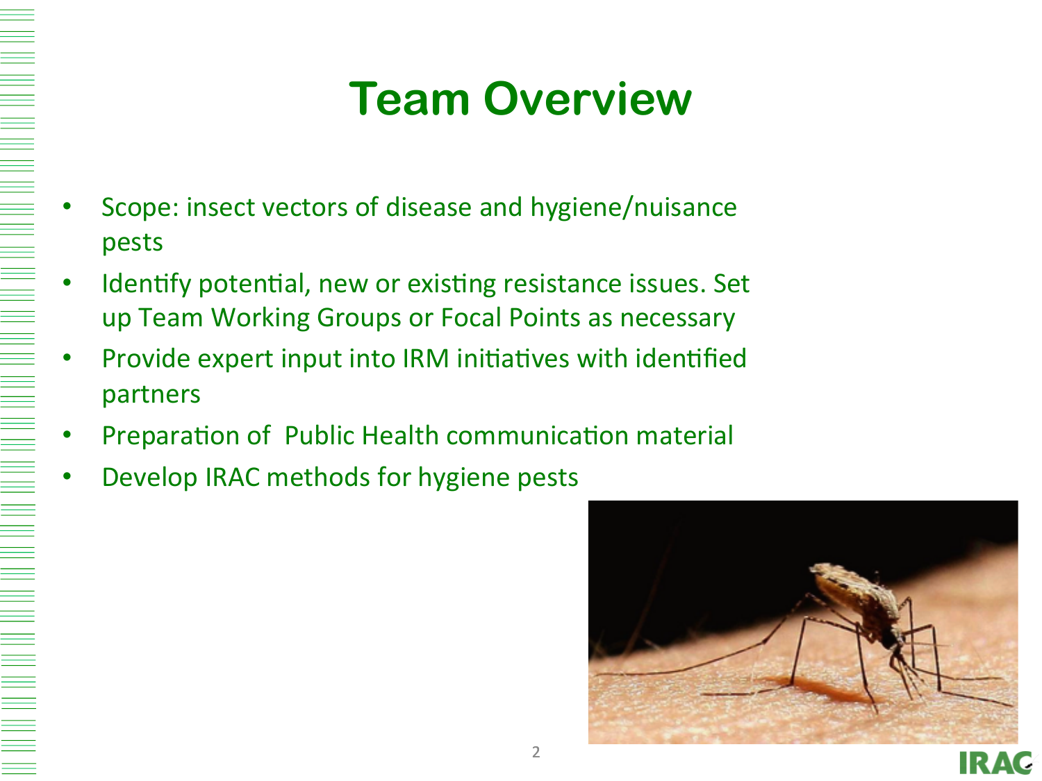# Team Overview

- Scope: insect vectors of disease and hygiene/nuisance pests
- Identify potential, new or existing resistance issues. Set up Team Working Groups or Focal Points as necessary
- Provide expert input into IRM initiatives with identified partners
- Preparation of Public Health communication material
- Develop IRAC methods for hygiene pests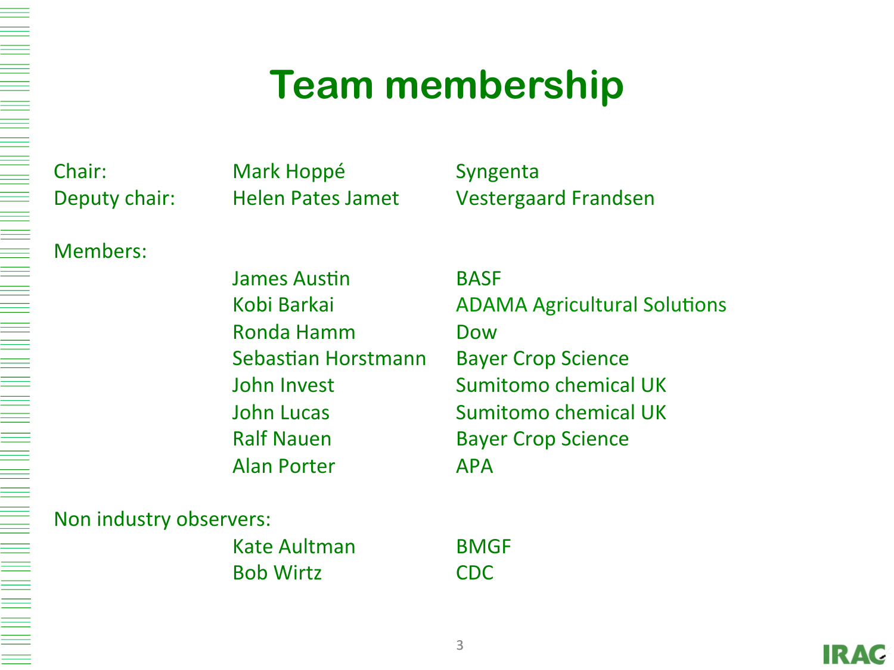# Team membership

| | | |
|---|---|---|
| Chair: | Mark Hoppé | Syngenta |
| Deputy chair: | Helen Pates Jamet | Vestergaard Frandsen |
| Members: | | |
| | James Austin | BASF |
| | Kobi Barkai | ADAMA Agricultural Solutions |
| | Ronda Hamm | Dow |
| | Sebastian Horstmann | Bayer Crop Science |
| | John Invest | Sumitomo chemical UK |
| | John Lucas | Sumitomo chemical UK |
| | Ralf Nauen | Bayer Crop Science |
| | Alan Porter | APA |
| Non industry observers: | | |
| | Kate Aultman | BMGF |
| | Bob Wirtz | CDC |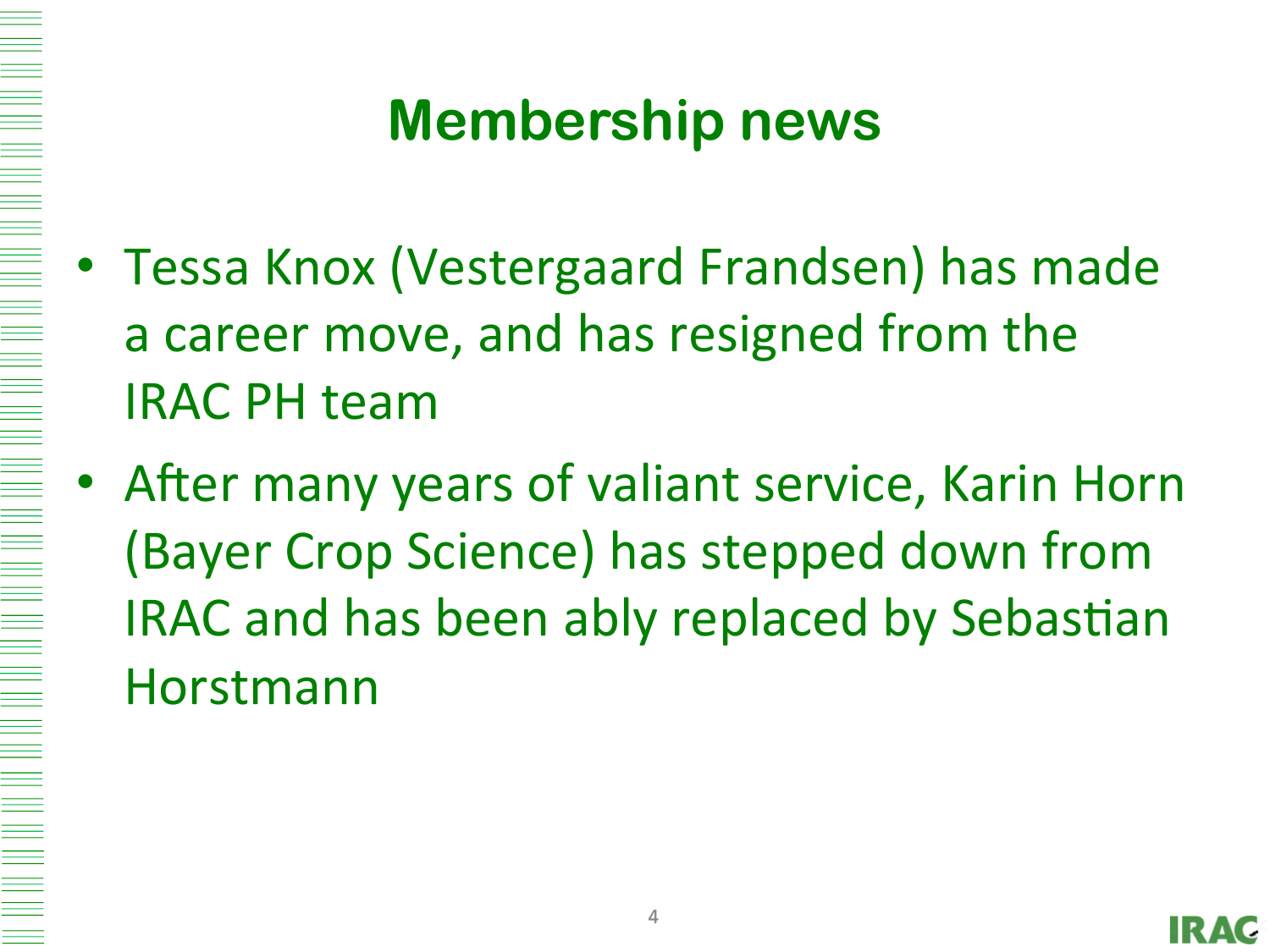# Membership news

- Tessa Knox (Vestergaard Frandsen) has made a career move, and has resigned from the IRAC PH team
- After many years of valiant service, Karin Horn (Bayer Crop Science) has stepped down from IRAC and has been ably replaced by Sebastian Horstmann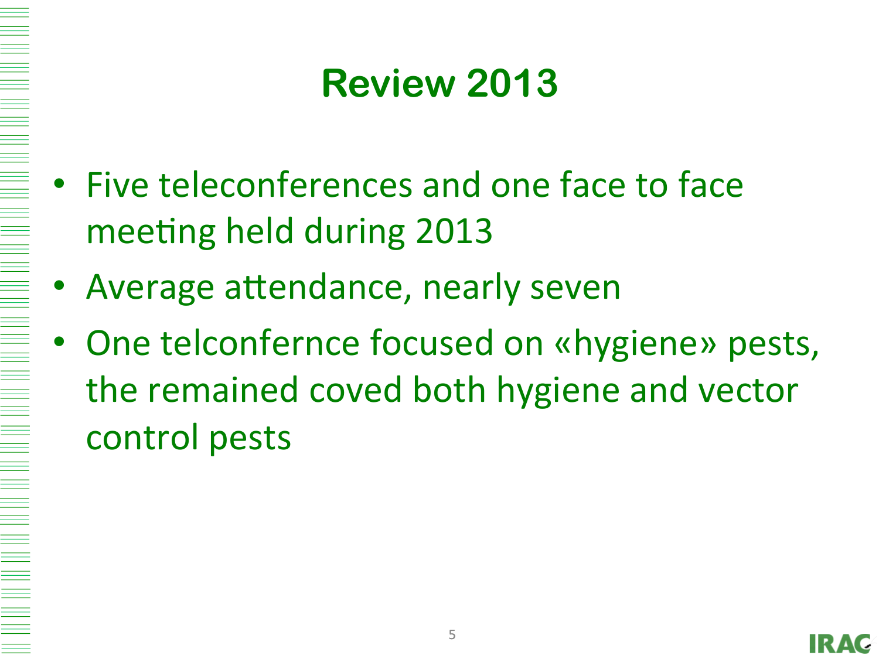# Review 2013

- Five teleconferences and one face to face meeting held during 2013
- Average attendance, nearly seven
- One telconfernce focused on «hygiene» pests, the remained coved both hygiene and vector control pests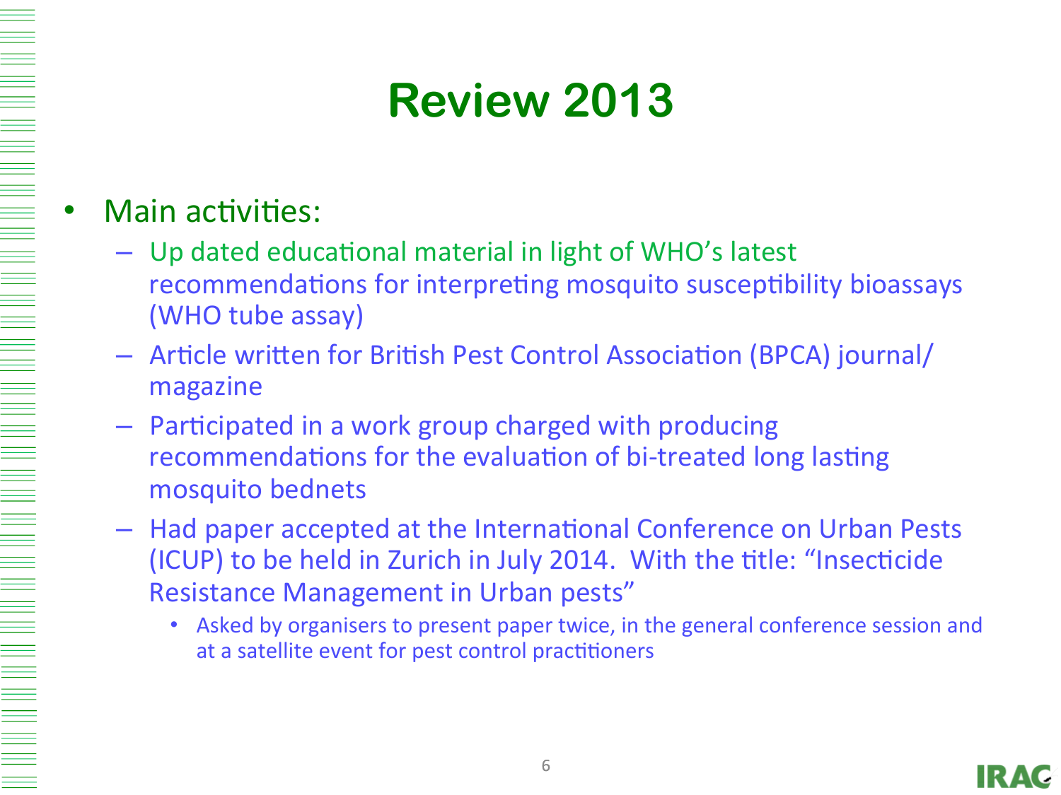# Review 2013

- Main activities:
  - Up dated educational material in light of WHO's latest recommendations for interpreting mosquito susceptibility bioassays (WHO tube assay)
  - Article written for British Pest Control Association (BPCA) journal/ magazine
  - Participated in a work group charged with producing recommendations for the evaluation of bi-treated long lasting mosquito bednets
  - Had paper accepted at the International Conference on Urban Pests (ICUP) to be held in Zurich in July 2014. With the title: "Insecticide Resistance Management in Urban pests"
    - Asked by organisers to present paper twice, in the general conference session and at a satellite event for pest control practitioners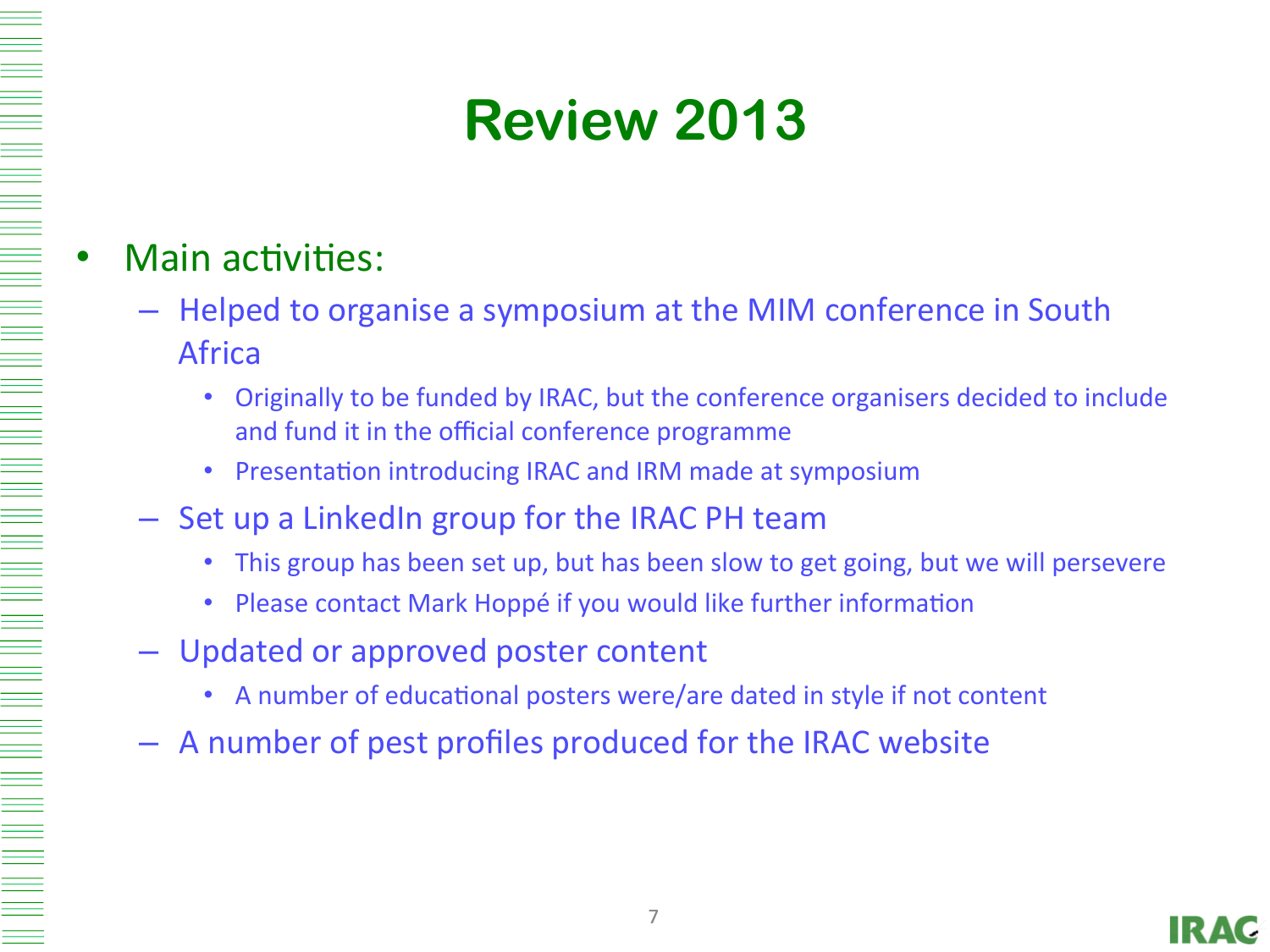# Review 2013

- Main activities:
  - Helped to organise a symposium at the MIM conference in South Africa
    - Originally to be funded by IRAC, but the conference organisers decided to include and fund it in the official conference programme
    - Presentation introducing IRAC and IRM made at symposium
  - Set up a LinkedIn group for the IRAC PH team
    - This group has been set up, but has been slow to get going, but we will persevere
    - Please contact Mark Hoppé if you would like further information
  - Updated or approved poster content
    - A number of educational posters were/are dated in style if not content
  - A number of pest profiles produced for the IRAC website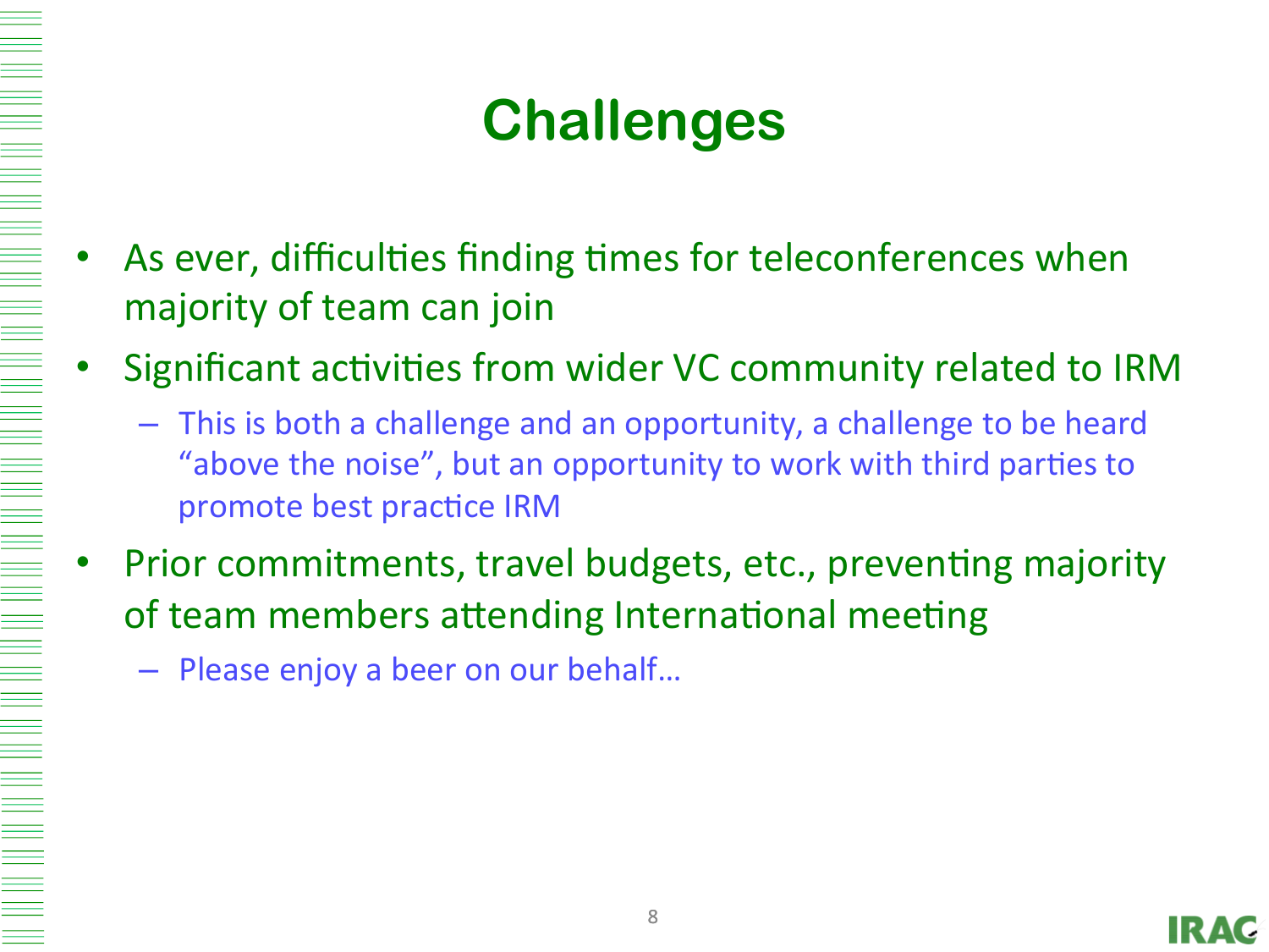# Challenges

- As ever, difficulties finding times for teleconferences when majority of team can join
- Significant activities from wider VC community related to IRM
  - This is both a challenge and an opportunity, a challenge to be heard "above the noise", but an opportunity to work with third parties to promote best practice IRM
- Prior commitments, travel budgets, etc., preventing majority of team members attending International meeting
  - Please enjoy a beer on our behalf…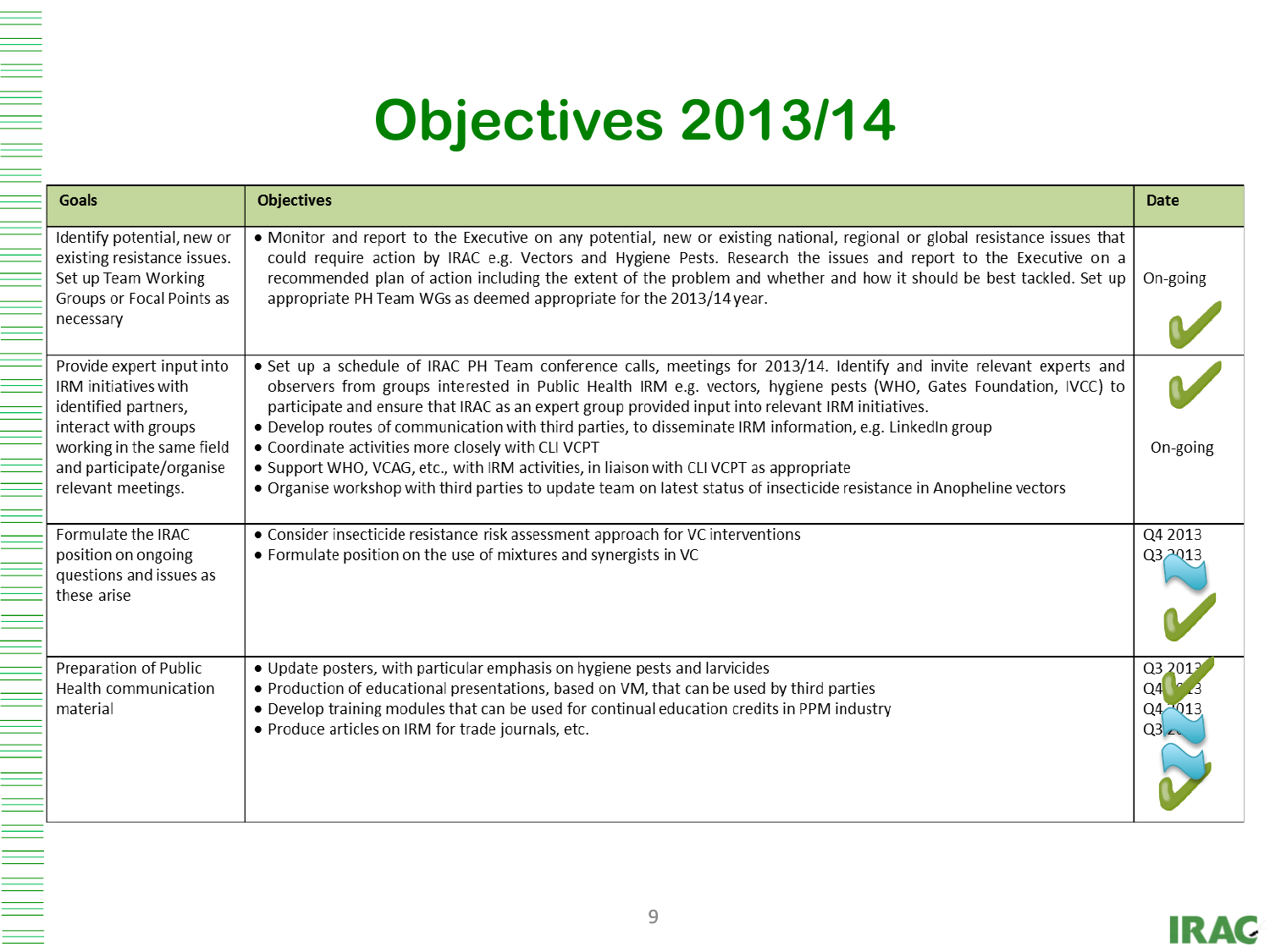# Objectives 2013/14

| Goals | Objectives | Date |
|---|---|---|
| Identify potential, new or existing resistance issues. Set up Team Working Groups or Focal Points as necessary | • Monitor and report to the Executive on any potential, new or existing national, regional or global resistance issues that could require action by IRAC e.g. Vectors and Hygiene Pests. Research the issues and report to the Executive on a recommended plan of action including the extent of the problem and whether and how it should be best tackled. Set up appropriate PH Team WGs as deemed appropriate for the 2013/14 year. | On-going |
| Provide expert input into IRM initiatives with identified partners, interact with groups working in the same field and participate/organise relevant meetings. | • Set up a schedule of IRAC PH Team conference calls, meetings for 2013/14. Identify and invite relevant experts and observers from groups interested in Public Health IRM e.g. vectors, hygiene pests (WHO, Gates Foundation, IVCC) to participate and ensure that IRAC as an expert group provided input into relevant IRM initiatives.<br>• Develop routes of communication with third parties, to disseminate IRM information, e.g. LinkedIn group<br>• Coordinate activities more closely with CLI VCPT<br>• Support WHO, VCAG, etc., with IRM activities, in liaison with CLI VCPT as appropriate<br>• Organise workshop with third parties to update team on latest status of insecticide resistance in Anopheline vectors | On-going |
| Formulate the IRAC position on ongoing questions and issues as these arise | • Consider insecticide resistance risk assessment approach for VC interventions<br>• Formulate position on the use of mixtures and synergists in VC | Q4 2013<br>Q3 2013 |
| Preparation of Public Health communication material | • Update posters, with particular emphasis on hygiene pests and larvicides<br>• Production of educational presentations, based on VM, that can be used by third parties<br>• Develop training modules that can be used for continual education credits in PPM industry<br>• Produce articles on IRM for trade journals, etc. | Q3 2013<br>Q4 2013<br>Q4 2013<br>Q3 2013 |